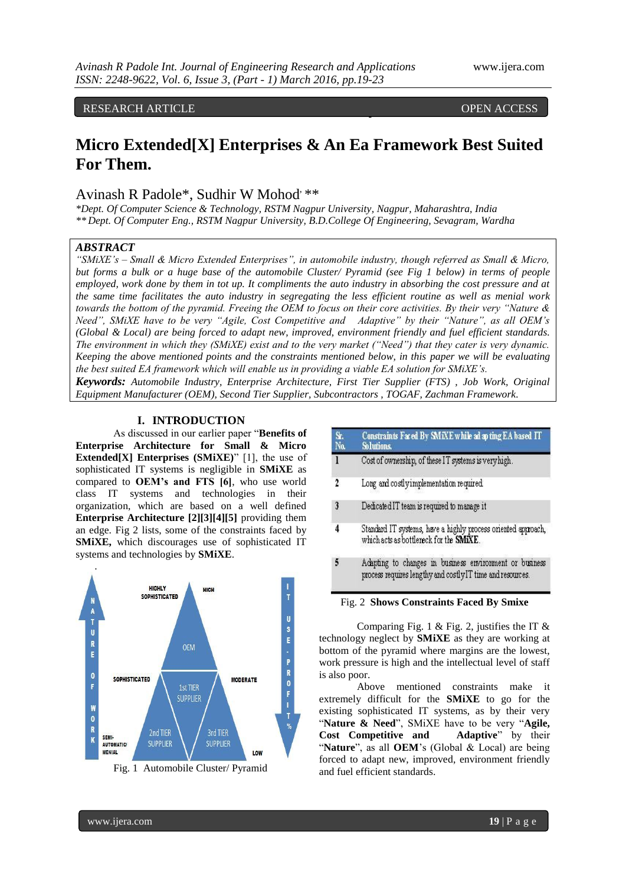RESEARCH ARTICLE OPEN ACCESS

# Micro Extended[X] Enterprises & An Ea Framework Best Suited For Them.

Avinash R Padole*, Sudhir W Mohod **

*Dept. Of Computer Science & Technology, RSTM Nagpur University, Nagpur, Maharashtra, India
** Dept. Of Computer Eng., RSTM Nagpur University, B.D.College Of Engineering, Sevagram, Wardha

## ABSTRACT

*"SMiXE's – Small & Micro Extended Enterprises", in automobile industry, though referred as Small & Micro, but forms a bulk or a huge base of the automobile Cluster/ Pyramid (see Fig 1 below) in terms of people employed, work done by them in tot up. It compliments the auto industry in absorbing the cost pressure and at the same time facilitates the auto industry in segregating the less efficient routine as well as menial work towards the bottom of the pyramid. Freeing the OEM to focus on their core activities. By their very "Nature & Need", SMiXE have to be very "Agile, Cost Competitive and Adaptive" by their "Nature", as all OEM's (Global & Local) are being forced to adapt new, improved, environment friendly and fuel efficient standards. The environment in which they (SMiXE) exist and to the very market ("Need") that they cater is very dynamic. Keeping the above mentioned points and the constraints mentioned below, in this paper we will be evaluating the best suited EA framework which will enable us in providing a viable EA solution for SMiXE's.*

***Keywords:*** *Automobile Industry, Enterprise Architecture, First Tier Supplier (FTS) , Job Work, Original Equipment Manufacturer (OEM), Second Tier Supplier, Subcontractors , TOGAF, Zachman Framework.*

## I. INTRODUCTION

As discussed in our earlier paper "**Benefits of Enterprise Architecture for Small & Micro Extended[X] Enterprises (SMiXE)**" [1], the use of sophisticated IT systems is negligible in **SMiXE** as compared to **OEM's and FTS [6]**, who use world class IT systems and technologies in their organization, which are based on a well defined **Enterprise Architecture [2][3][4][5]** providing them an edge. Fig 2 lists, some of the constraints faced by **SMiXE,** which discourages use of sophisticated IT systems and technologies by **SMiXE**.

Fig. 1 Automobile Cluster/ Pyramid

| Sr. No. | Constraints Faced By SMiXE while adapting EA based IT Solutions. |
|---|---|
| 1 | Cost of ownership, of these IT systems is very high. |
| 2 | Long and costly implementation required. |
| 3 | Dedicated IT team is required to manage it |
| 4 | Standard IT systems, have a highly process oriented approach, which acts as bottleneck for the **SMiXE**. |
| 5 | Adapting to changes in business environment or business process requires lengthy and costly IT time and resources. |

Fig. 2 **Shows Constraints Faced By Smixe**

Comparing Fig. 1 & Fig. 2, justifies the IT & technology neglect by **SMiXE** as they are working at bottom of the pyramid where margins are the lowest, work pressure is high and the intellectual level of staff is also poor.

Above mentioned constraints make it extremely difficult for the **SMiXE** to go for the existing sophisticated IT systems, as by their very "**Nature & Need**", SMiXE have to be very "**Agile, Cost Competitive and Adaptive**" by their "**Nature**", as all **OEM**'s (Global & Local) are being forced to adapt new, improved, environment friendly and fuel efficient standards.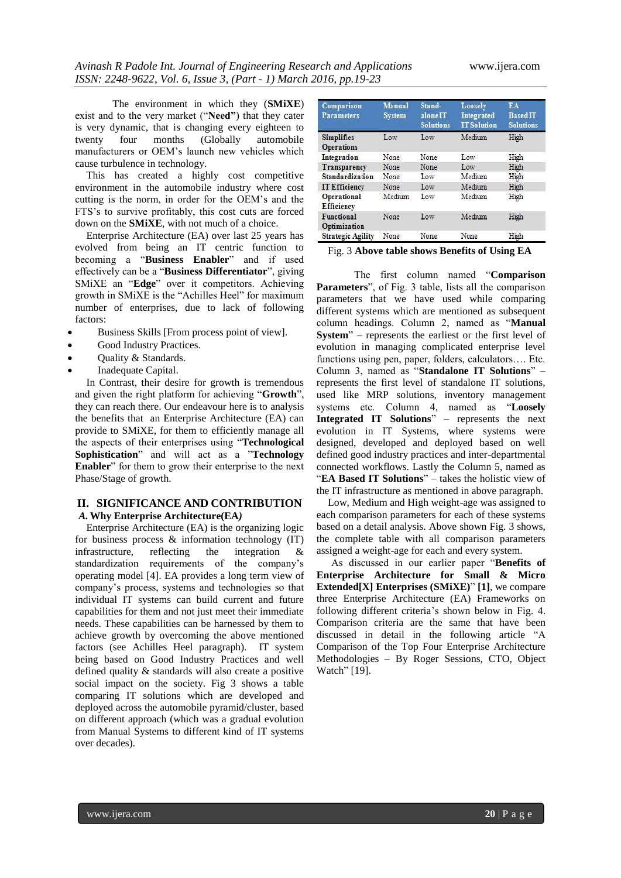The environment in which they (**SMiXE**) exist and to the very market (“**Need”**) that they cater is very dynamic, that is changing every eighteen to twenty four months (Globally automobile manufacturers or OEM’s launch new vehicles which cause turbulence in technology.

This has created a highly cost competitive environment in the automobile industry where cost cutting is the norm, in order for the OEM’s and the FTS’s to survive profitably, this cost cuts are forced down on the **SMiXE**, with not much of a choice.

Enterprise Architecture (EA) over last 25 years has evolved from being an IT centric function to becoming a “**Business Enabler**” and if used effectively can be a “**Business Differentiator**”, giving SMiXE an “**Edge**” over it competitors. Achieving growth in SMiXE is the “Achilles Heel” for maximum number of enterprises, due to lack of following factors:

- Business Skills [From process point of view].
- Good Industry Practices.
- Quality & Standards.
- Inadequate Capital.

In Contrast, their desire for growth is tremendous and given the right platform for achieving “**Growth**”, they can reach there. Our endeavour here is to analysis the benefits that an Enterprise Architecture (EA) can provide to SMiXE, for them to efficiently manage all the aspects of their enterprises using “**Technological Sophistication**” and will act as a ”**Technology Enabler**” for them to grow their enterprise to the next Phase/Stage of growth.

## II. SIGNIFICANCE AND CONTRIBUTION

### *A. Why Enterprise Architecture(EA)*

Enterprise Architecture (EA) is the organizing logic for business process & information technology (IT) infrastructure, reflecting the integration & standardization requirements of the company’s operating model [4]. EA provides a long term view of company’s process, systems and technologies so that individual IT systems can build current and future capabilities for them and not just meet their immediate needs. These capabilities can be harnessed by them to achieve growth by overcoming the above mentioned factors (see Achilles Heel paragraph). IT system being based on Good Industry Practices and well defined quality & standards will also create a positive social impact on the society. Fig 3 shows a table comparing IT solutions which are developed and deployed across the automobile pyramid/cluster, based on different approach (which was a gradual evolution from Manual Systems to different kind of IT systems over decades).

| Comparison Parameters | Manual System | Stand-alone IT Solutions | Loosely Integrated IT Solution | EA Based IT Solutions |
|---|---|---|---|---|
| Simplifies Operations | Low | Low | Medium | High |
| Integration | None | None | Low | High |
| Transparency | None | None | Low | High |
| Standardization | None | Low | Medium | High |
| IT Efficiency | None | Low | Medium | High |
| Operational Efficiency | Medium | Low | Medium | High |
| Functional Optimization | None | Low | Medium | High |
| Strategic Agility | None | None | None | High |

Fig. 3 **Above table shows Benefits of Using EA**

The first column named “**Comparison Parameters**”, of Fig. 3 table, lists all the comparison parameters that we have used while comparing different systems which are mentioned as subsequent column headings. Column 2, named as “**Manual System**” – represents the earliest or the first level of evolution in managing complicated enterprise level functions using pen, paper, folders, calculators…. Etc. Column 3, named as “**Standalone IT Solutions**” – represents the first level of standalone IT solutions, used like MRP solutions, inventory management systems etc. Column 4, named as “**Loosely Integrated IT Solutions**” – represents the next evolution in IT Systems, where systems were designed, developed and deployed based on well defined good industry practices and inter-departmental connected workflows. Lastly the Column 5, named as “**EA Based IT Solutions**” – takes the holistic view of the IT infrastructure as mentioned in above paragraph.

Low, Medium and High weight-age was assigned to each comparison parameters for each of these systems based on a detail analysis. Above shown Fig. 3 shows, the complete table with all comparison parameters assigned a weight-age for each and every system.

As discussed in our earlier paper “**Benefits of Enterprise Architecture for Small & Micro Extended[X] Enterprises (SMiXE)**” **[1]**, we compare three Enterprise Architecture (EA) Frameworks on following different criteria’s shown below in Fig. 4. Comparison criteria are the same that have been discussed in detail in the following article “A Comparison of the Top Four Enterprise Architecture Methodologies – By Roger Sessions, CTO, Object Watch” [19].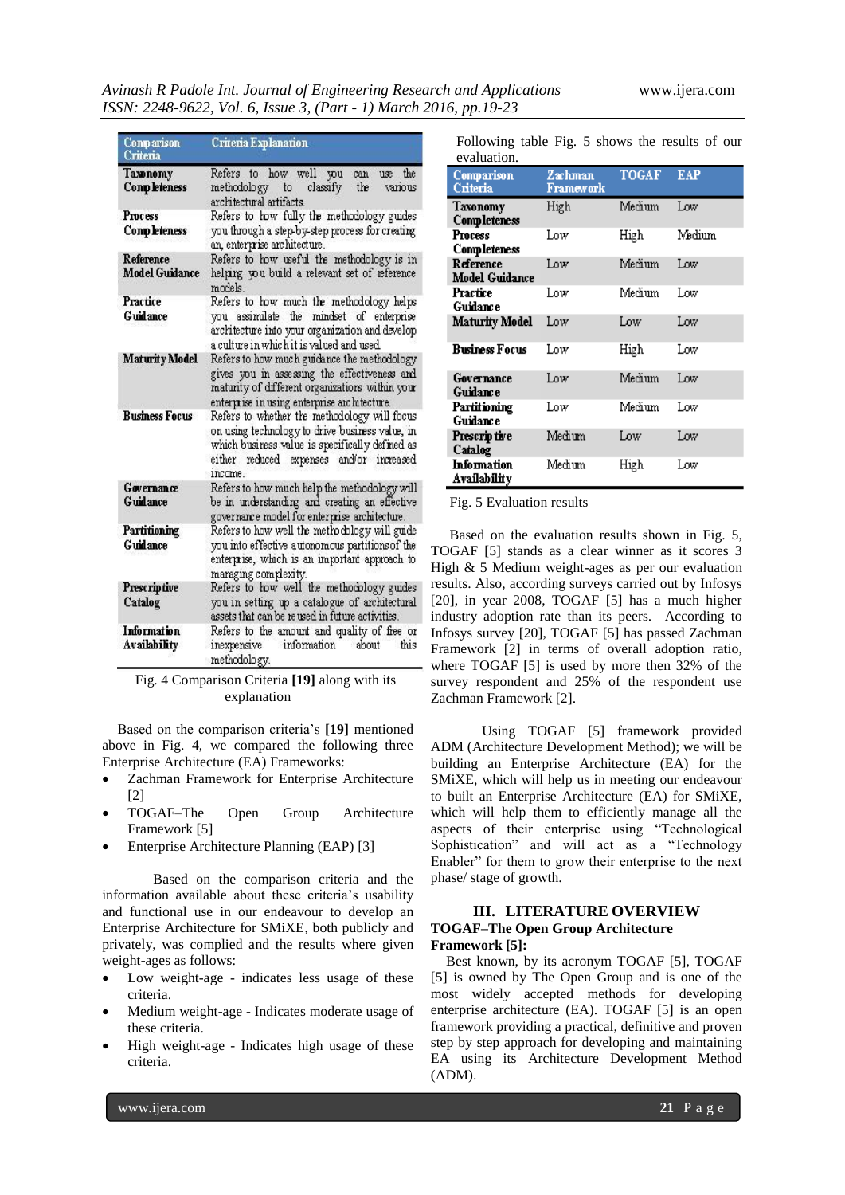| Comparison Criteria | Criteria Explanation |
|---|---|
| Taxonomy Completeness | Refers to how well you can use the methodology to classify the various architectural artifacts. |
| Process Completeness | Refers to how fully the methodology guides you through a step-by-step process for creating an, enterprise architecture. |
| Reference Model Guidance | Refers to how useful the methodology is in helping you build a relevant set of reference models. |
| Practice Guidance | Refers to how much the methodology helps you assimilate the mindset of enterprise architecture into your organization and develop a culture in which it is valued and used. |
| Maturity Model | Refers to how much guidance the methodology gives you in assessing the effectiveness and maturity of different organizations within your enterprise in using enterprise architecture. |
| Business Focus | Refers to whether the methodology will focus on using technology to drive business value, in which business value is specifically defined as either reduced expenses and/or increased income. |
| Governance Guidance | Refers to how much help the methodology will be in understanding and creating an effective governance model for enterprise architecture. |
| Partitioning Guidance | Refers to how well the methodology will guide you into effective autonomous partitions of the enterprise, which is an important approach to managing complexity. |
| Prescriptive Catalog | Refers to how well the methodology guides you in setting up a catalogue of architectural assets that can be reused in future activities. |
| Information Availability | Refers to the amount and quality of free or inexpensive information about this methodology. |

Fig. 4 Comparison Criteria **[19]** along with its explanation

Based on the comparison criteria's **[19]** mentioned above in Fig. 4, we compared the following three Enterprise Architecture (EA) Frameworks:

- Zachman Framework for Enterprise Architecture [2]
- TOGAF–The Open Group Architecture Framework [5]
- Enterprise Architecture Planning (EAP) [3]

Based on the comparison criteria and the information available about these criteria's usability and functional use in our endeavour to develop an Enterprise Architecture for SMiXE, both publicly and privately, was complied and the results where given weight-ages as follows:

- Low weight-age - indicates less usage of these criteria.
- Medium weight-age - Indicates moderate usage of these criteria.
- High weight-age - Indicates high usage of these criteria.

Following table Fig. 5 shows the results of our evaluation.

| Comparison Criteria | Zachman Framework | TOGAF | EAP |
|---|---|---|---|
| Taxonomy Completeness | High | Medium | Low |
| Process Completeness | Low | High | Medium |
| Reference Model Guidance | Low | Medium | Low |
| Practice Guidance | Low | Medium | Low |
| Maturity Model | Low | Low | Low |
| Business Focus | Low | High | Low |
| Governance Guidance | Low | Medium | Low |
| Partitioning Guidance | Low | Medium | Low |
| Prescriptive Catalog | Medium | Low | Low |
| Information Availability | Medium | High | Low |

Fig. 5 Evaluation results

Based on the evaluation results shown in Fig. 5, TOGAF [5] stands as a clear winner as it scores 3 High & 5 Medium weight-ages as per our evaluation results. Also, according surveys carried out by Infosys [20], in year 2008, TOGAF [5] has a much higher industry adoption rate than its peers. According to Infosys survey [20], TOGAF [5] has passed Zachman Framework [2] in terms of overall adoption ratio, where TOGAF [5] is used by more then 32% of the survey respondent and 25% of the respondent use Zachman Framework [2].

Using TOGAF [5] framework provided ADM (Architecture Development Method); we will be building an Enterprise Architecture (EA) for the SMiXE, which will help us in meeting our endeavour to built an Enterprise Architecture (EA) for SMiXE, which will help them to efficiently manage all the aspects of their enterprise using "Technological Sophistication" and will act as a "Technology Enabler" for them to grow their enterprise to the next phase/ stage of growth.

## III. LITERATURE OVERVIEW

### TOGAF–The Open Group Architecture Framework [5]:

Best known, by its acronym TOGAF [5], TOGAF [5] is owned by The Open Group and is one of the most widely accepted methods for developing enterprise architecture (EA). TOGAF [5] is an open framework providing a practical, definitive and proven step by step approach for developing and maintaining EA using its Architecture Development Method (ADM).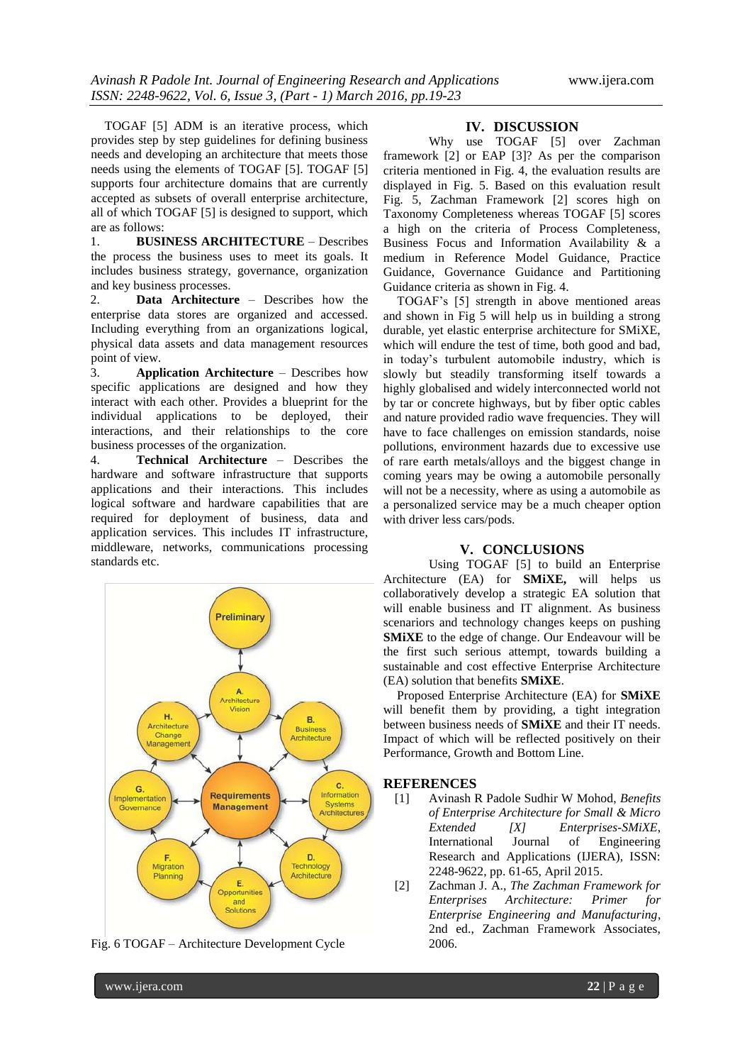TOGAF [5] ADM is an iterative process, which provides step by step guidelines for defining business needs and developing an architecture that meets those needs using the elements of TOGAF [5]. TOGAF [5] supports four architecture domains that are currently accepted as subsets of overall enterprise architecture, all of which TOGAF [5] is designed to support, which are as follows:

1. **BUSINESS ARCHITECTURE** – Describes the process the business uses to meet its goals. It includes business strategy, governance, organization and key business processes.
2. **Data Architecture** – Describes how the enterprise data stores are organized and accessed. Including everything from an organizations logical, physical data assets and data management resources point of view.
3. **Application Architecture** – Describes how specific applications are designed and how they interact with each other. Provides a blueprint for the individual applications to be deployed, their interactions, and their relationships to the core business processes of the organization.
4. **Technical Architecture** – Describes the hardware and software infrastructure that supports applications and their interactions. This includes logical software and hardware capabilities that are required for deployment of business, data and application services. This includes IT infrastructure, middleware, networks, communications processing standards etc.

Preliminary
A. Architecture Vision
B. Business Architecture
C. Information Systems Architectures
D. Technology Architecture
E. Opportunities and Solutions
F. Migration Planning
G. Implementation Governance
H. Architecture Change Management
Requirements Management

Fig. 6 TOGAF – Architecture Development Cycle

## IV. DISCUSSION

Why use TOGAF [5] over Zachman framework [2] or EAP [3]? As per the comparison criteria mentioned in Fig. 4, the evaluation results are displayed in Fig. 5. Based on this evaluation result Fig. 5, Zachman Framework [2] scores high on Taxonomy Completeness whereas TOGAF [5] scores a high on the criteria of Process Completeness, Business Focus and Information Availability & a medium in Reference Model Guidance, Practice Guidance, Governance Guidance and Partitioning Guidance criteria as shown in Fig. 4.

TOGAF's [5] strength in above mentioned areas and shown in Fig 5 will help us in building a strong durable, yet elastic enterprise architecture for SMiXE, which will endure the test of time, both good and bad, in today's turbulent automobile industry, which is slowly but steadily transforming itself towards a highly globalised and widely interconnected world not by tar or concrete highways, but by fiber optic cables and nature provided radio wave frequencies. They will have to face challenges on emission standards, noise pollutions, environment hazards due to excessive use of rare earth metals/alloys and the biggest change in coming years may be owing a automobile personally will not be a necessity, where as using a automobile as a personalized service may be a much cheaper option with driver less cars/pods.

## V. CONCLUSIONS

Using TOGAF [5] to build an Enterprise Architecture (EA) for **SMiXE,** will helps us collaboratively develop a strategic EA solution that will enable business and IT alignment. As business scenariors and technology changes keeps on pushing **SMiXE** to the edge of change. Our Endeavour will be the first such serious attempt, towards building a sustainable and cost effective Enterprise Architecture (EA) solution that benefits **SMiXE**.

Proposed Enterprise Architecture (EA) for **SMiXE** will benefit them by providing, a tight integration between business needs of **SMiXE** and their IT needs. Impact of which will be reflected positively on their Performance, Growth and Bottom Line.

## REFERENCES

[1] Avinash R Padole Sudhir W Mohod, *Benefits of Enterprise Architecture for Small & Micro Extended [X] Enterprises-SMiXE*, International Journal of Engineering Research and Applications (IJERA), ISSN: 2248-9622, pp. 61-65, April 2015.

[2] Zachman J. A., *The Zachman Framework for Enterprises Architecture: Primer for Enterprise Engineering and Manufacturing*, 2nd ed., Zachman Framework Associates, 2006.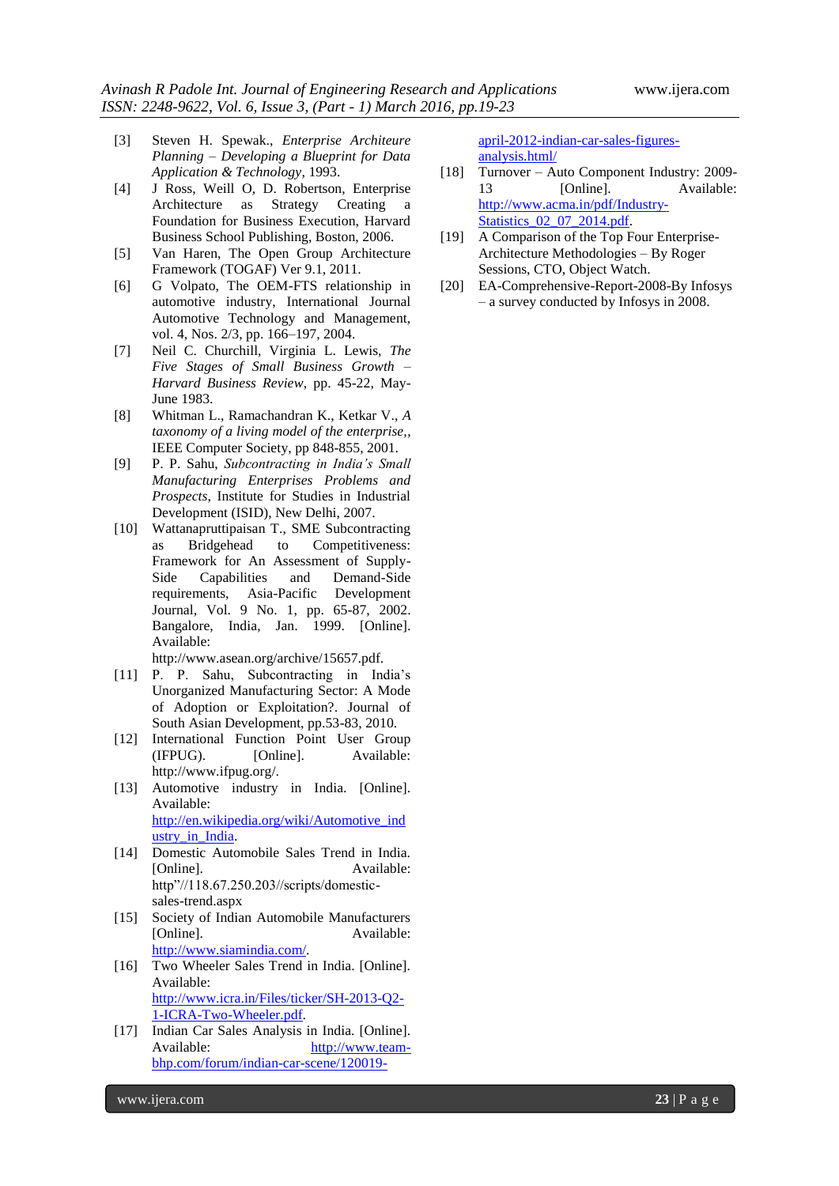[3] Steven H. Spewak., *Enterprise Architeure Planning – Developing a Blueprint for Data Application & Technology*, 1993.

[4] J Ross, Weill O, D. Robertson, Enterprise Architecture as Strategy Creating a Foundation for Business Execution, Harvard Business School Publishing, Boston, 2006.

[5] Van Haren, The Open Group Architecture Framework (TOGAF) Ver 9.1, 2011.

[6] G Volpato, The OEM-FTS relationship in automotive industry, International Journal Automotive Technology and Management, vol. 4, Nos. 2/3, pp. 166–197, 2004.

[7] Neil C. Churchill, Virginia L. Lewis, *The Five Stages of Small Business Growth – Harvard Business Review*, pp. 45-22, May-June 1983.

[8] Whitman L., Ramachandran K., Ketkar V., *A taxonomy of a living model of the enterprise,*, IEEE Computer Society, pp 848-855, 2001.

[9] P. P. Sahu, *Subcontracting in India's Small Manufacturing Enterprises Problems and Prospects*, Institute for Studies in Industrial Development (ISID), New Delhi, 2007.

[10] Wattanapruttipaisan T., SME Subcontracting as Bridgehead to Competitiveness: Framework for An Assessment of Supply-Side Capabilities and Demand-Side requirements, Asia-Pacific Development Journal, Vol. 9 No. 1, pp. 65-87, 2002. Bangalore, India, Jan. 1999. [Online]. Available: http://www.asean.org/archive/15657.pdf.

[11] P. P. Sahu, Subcontracting in India's Unorganized Manufacturing Sector: A Mode of Adoption or Exploitation?. Journal of South Asian Development, pp.53-83, 2010.

[12] International Function Point User Group (IFPUG). [Online]. Available: http://www.ifpug.org/.

[13] Automotive industry in India. [Online]. Available: http://en.wikipedia.org/wiki/Automotive_industry_in_India.

[14] Domestic Automobile Sales Trend in India. [Online]. Available: http"//118.67.250.203//scripts/domestic-sales-trend.aspx

[15] Society of Indian Automobile Manufacturers [Online]. Available: http://www.siamindia.com/.

[16] Two Wheeler Sales Trend in India. [Online]. Available: http://www.icra.in/Files/ticker/SH-2013-Q2-1-ICRA-Two-Wheeler.pdf.

[17] Indian Car Sales Analysis in India. [Online]. Available: http://www.team-bhp.com/forum/indian-car-scene/120019-april-2012-indian-car-sales-figures-analysis.html/

[18] Turnover – Auto Component Industry: 2009-13 [Online]. Available: http://www.acma.in/pdf/Industry-Statistics_02_07_2014.pdf.

[19] A Comparison of the Top Four Enterprise-Architecture Methodologies – By Roger Sessions, CTO, Object Watch.

[20] EA-Comprehensive-Report-2008-By Infosys – a survey conducted by Infosys in 2008.